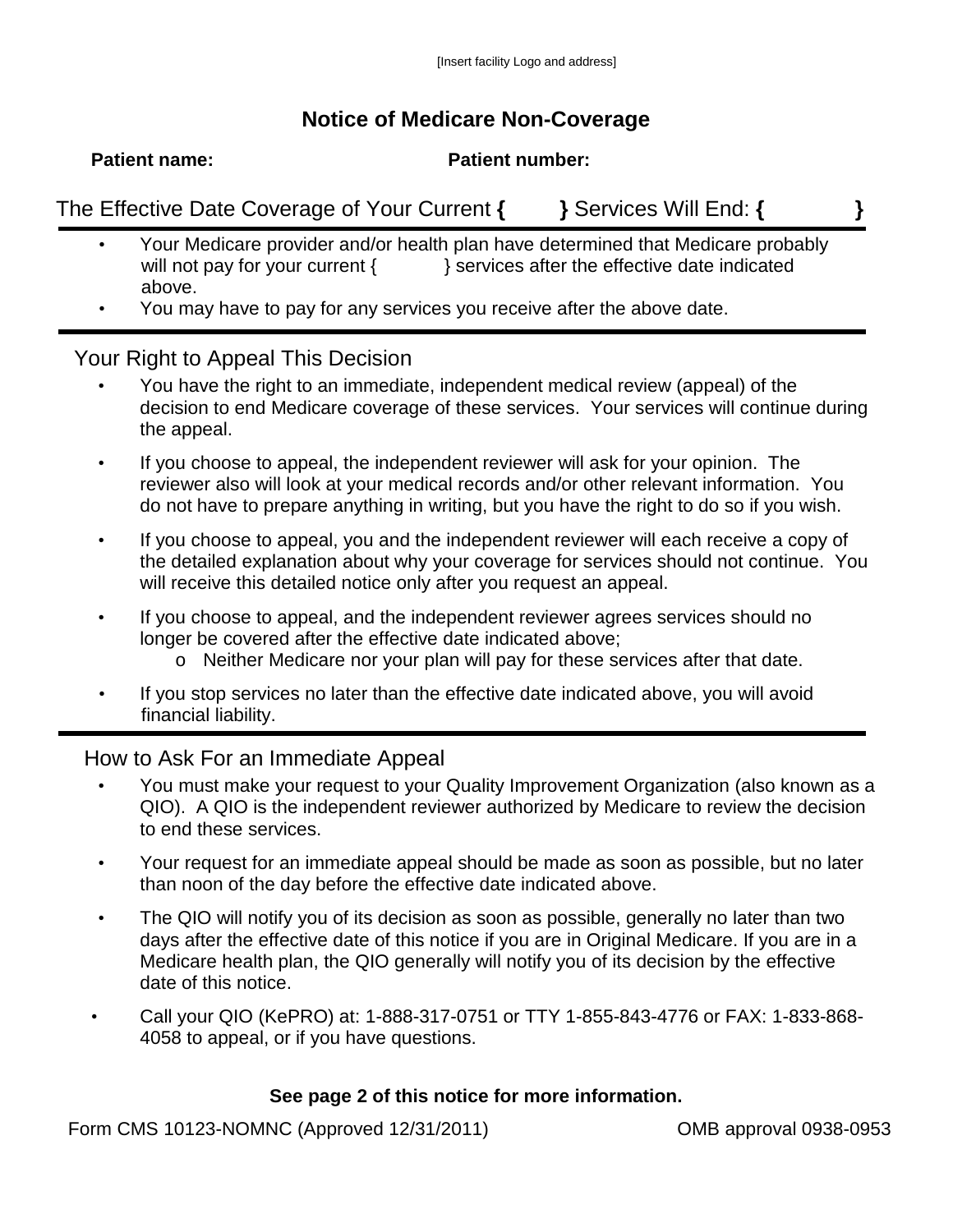[Insert facility Logo and address]

# Notice of Medicare Non-Coverage

**Patient name:** **Patient number:**

## The Effective Date Coverage of Your Current **{ }** Services Will End: **{ }**

- Your Medicare provider and/or health plan have determined that Medicare probably will not pay for your current { } services after the effective date indicated above.
- You may have to pay for any services you receive after the above date.

## Your Right to Appeal This Decision

- You have the right to an immediate, independent medical review (appeal) of the decision to end Medicare coverage of these services. Your services will continue during the appeal.
- If you choose to appeal, the independent reviewer will ask for your opinion. The reviewer also will look at your medical records and/or other relevant information. You do not have to prepare anything in writing, but you have the right to do so if you wish.
- If you choose to appeal, you and the independent reviewer will each receive a copy of the detailed explanation about why your coverage for services should not continue. You will receive this detailed notice only after you request an appeal.
- If you choose to appeal, and the independent reviewer agrees services should no longer be covered after the effective date indicated above;
  - Neither Medicare nor your plan will pay for these services after that date.
- If you stop services no later than the effective date indicated above, you will avoid financial liability.

## How to Ask For an Immediate Appeal

- You must make your request to your Quality Improvement Organization (also known as a QIO). A QIO is the independent reviewer authorized by Medicare to review the decision to end these services.
- Your request for an immediate appeal should be made as soon as possible, but no later than noon of the day before the effective date indicated above.
- The QIO will notify you of its decision as soon as possible, generally no later than two days after the effective date of this notice if you are in Original Medicare. If you are in a Medicare health plan, the QIO generally will notify you of its decision by the effective date of this notice.
- Call your QIO (KePRO) at: 1-888-317-0751 or TTY 1-855-843-4776 or FAX: 1-833-868-4058 to appeal, or if you have questions.

**See page 2 of this notice for more information.**

Form CMS 10123-NOMNC (Approved 12/31/2011) OMB approval 0938-0953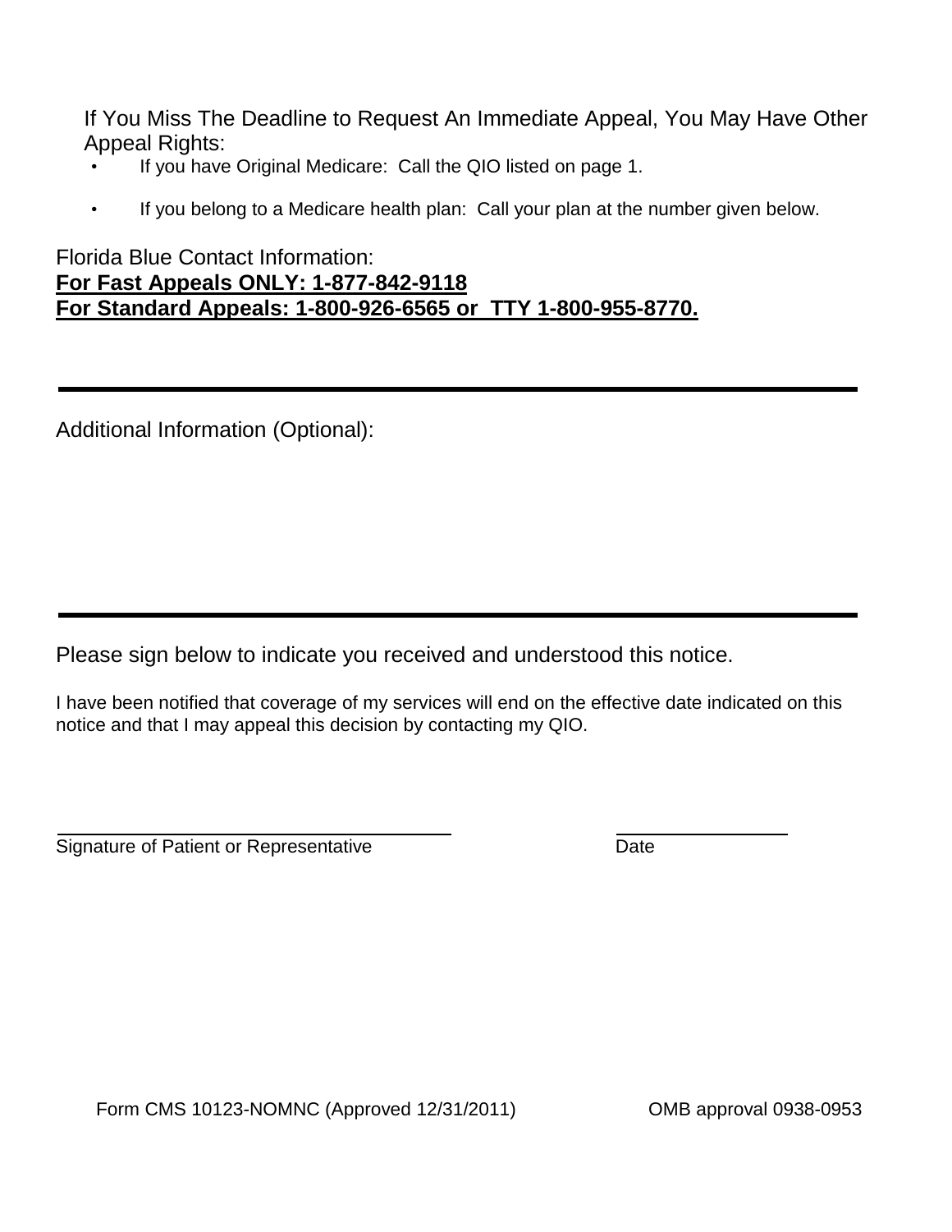If You Miss The Deadline to Request An Immediate Appeal, You May Have Other Appeal Rights:

- If you have Original Medicare: Call the QIO listed on page 1.
- If you belong to a Medicare health plan: Call your plan at the number given below.

Florida Blue Contact Information:
**For Fast Appeals ONLY: 1-877-842-9118**
**For Standard Appeals: 1-800-926-6565 or TTY 1-800-955-8770.**

---

Additional Information (Optional):

---

Please sign below to indicate you received and understood this notice.

I have been notified that coverage of my services will end on the effective date indicated on this notice and that I may appeal this decision by contacting my QIO.

\_\_\_\_\_\_\_\_\_\_\_\_\_\_\_\_\_\_\_\_\_\_\_\_\_\_\_\_\_\_\_\_\_\_\_\_\_\_\_\_ \_\_\_\_\_\_\_\_\_\_\_\_\_\_\_\_\_\_\_\_

Signature of Patient or Representative Date

Form CMS 10123-NOMNC (Approved 12/31/2011) OMB approval 0938-0953